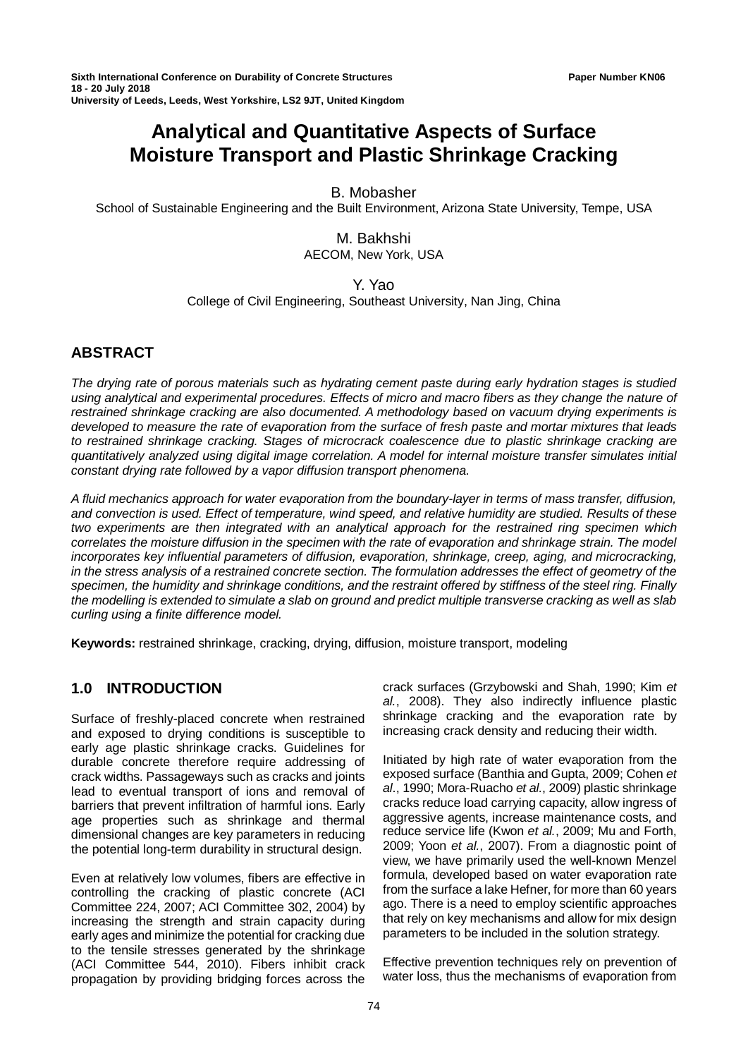Sixth International Conference on Durability of Concrete Structures
18 - 20 July 2018
University of Leeds, Leeds, West Yorkshire, LS2 9JT, United Kingdom

Paper Number KN06

# Analytical and Quantitative Aspects of Surface Moisture Transport and Plastic Shrinkage Cracking

B. Mobasher
School of Sustainable Engineering and the Built Environment, Arizona State University, Tempe, USA

M. Bakhshi
AECOM, New York, USA

Y. Yao
College of Civil Engineering, Southeast University, Nan Jing, China

## ABSTRACT

*The drying rate of porous materials such as hydrating cement paste during early hydration stages is studied using analytical and experimental procedures. Effects of micro and macro fibers as they change the nature of restrained shrinkage cracking are also documented. A methodology based on vacuum drying experiments is developed to measure the rate of evaporation from the surface of fresh paste and mortar mixtures that leads to restrained shrinkage cracking. Stages of microcrack coalescence due to plastic shrinkage cracking are quantitatively analyzed using digital image correlation. A model for internal moisture transfer simulates initial constant drying rate followed by a vapor diffusion transport phenomena.*

*A fluid mechanics approach for water evaporation from the boundary-layer in terms of mass transfer, diffusion, and convection is used. Effect of temperature, wind speed, and relative humidity are studied. Results of these two experiments are then integrated with an analytical approach for the restrained ring specimen which correlates the moisture diffusion in the specimen with the rate of evaporation and shrinkage strain. The model incorporates key influential parameters of diffusion, evaporation, shrinkage, creep, aging, and microcracking, in the stress analysis of a restrained concrete section. The formulation addresses the effect of geometry of the specimen, the humidity and shrinkage conditions, and the restraint offered by stiffness of the steel ring. Finally the modelling is extended to simulate a slab on ground and predict multiple transverse cracking as well as slab curling using a finite difference model.*

**Keywords:** restrained shrinkage, cracking, drying, diffusion, moisture transport, modeling

## 1.0 INTRODUCTION

Surface of freshly-placed concrete when restrained and exposed to drying conditions is susceptible to early age plastic shrinkage cracks. Guidelines for durable concrete therefore require addressing of crack widths. Passageways such as cracks and joints lead to eventual transport of ions and removal of barriers that prevent infiltration of harmful ions. Early age properties such as shrinkage and thermal dimensional changes are key parameters in reducing the potential long-term durability in structural design.

Even at relatively low volumes, fibers are effective in controlling the cracking of plastic concrete (ACI Committee 224, 2007; ACI Committee 302, 2004) by increasing the strength and strain capacity during early ages and minimize the potential for cracking due to the tensile stresses generated by the shrinkage (ACI Committee 544, 2010). Fibers inhibit crack propagation by providing bridging forces across the crack surfaces (Grzybowski and Shah, 1990; Kim *et al.*, 2008). They also indirectly influence plastic shrinkage cracking and the evaporation rate by increasing crack density and reducing their width.

Initiated by high rate of water evaporation from the exposed surface (Banthia and Gupta, 2009; Cohen *et al*., 1990; Mora-Ruacho *et al.*, 2009) plastic shrinkage cracks reduce load carrying capacity, allow ingress of aggressive agents, increase maintenance costs, and reduce service life (Kwon *et al.*, 2009; Mu and Forth, 2009; Yoon *et al.*, 2007). From a diagnostic point of view, we have primarily used the well-known Menzel formula, developed based on water evaporation rate from the surface a lake Hefner, for more than 60 years ago. There is a need to employ scientific approaches that rely on key mechanisms and allow for mix design parameters to be included in the solution strategy.

Effective prevention techniques rely on prevention of water loss, thus the mechanisms of evaporation from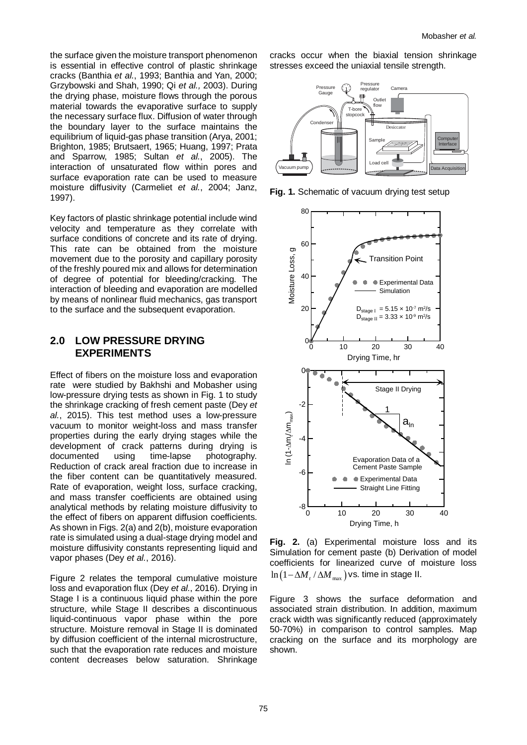the surface given the moisture transport phenomenon is essential in effective control of plastic shrinkage cracks (Banthia *et al.*, 1993; Banthia and Yan, 2000; Grzybowski and Shah, 1990; Qi *et al.,* 2003). During the drying phase, moisture flows through the porous material towards the evaporative surface to supply the necessary surface flux. Diffusion of water through the boundary layer to the surface maintains the equilibrium of liquid-gas phase transition (Arya, 2001; Brighton, 1985; Brutsaert, 1965; Huang, 1997; Prata and Sparrow, 1985; Sultan *et al.*, 2005). The interaction of unsaturated flow within pores and surface evaporation rate can be used to measure moisture diffusivity (Carmeliet *et al.*, 2004; Janz, 1997).

Key factors of plastic shrinkage potential include wind velocity and temperature as they correlate with surface conditions of concrete and its rate of drying. This rate can be obtained from the moisture movement due to the porosity and capillary porosity of the freshly poured mix and allows for determination of degree of potential for bleeding/cracking. The interaction of bleeding and evaporation are modelled by means of nonlinear fluid mechanics, gas transport to the surface and the subsequent evaporation.

## 2.0 LOW PRESSURE DRYING EXPERIMENTS

Effect of fibers on the moisture loss and evaporation rate were studied by Bakhshi and Mobasher using low-pressure drying tests as shown in Fig. 1 to study the shrinkage cracking of fresh cement paste (Dey *et al.*, 2015). This test method uses a low-pressure vacuum to monitor weight-loss and mass transfer properties during the early drying stages while the development of crack patterns during drying is documented using time-lapse photography. Reduction of crack areal fraction due to increase in the fiber content can be quantitatively measured. Rate of evaporation, weight loss, surface cracking, and mass transfer coefficients are obtained using analytical methods by relating moisture diffusivity to the effect of fibers on apparent diffusion coefficients. As shown in Figs. 2(a) and 2(b), moisture evaporation rate is simulated using a dual-stage drying model and moisture diffusivity constants representing liquid and vapor phases (Dey *et al.*, 2016).

Figure 2 relates the temporal cumulative moisture loss and evaporation flux (Dey *et al.*, 2016). Drying in Stage I is a continuous liquid phase within the pore structure, while Stage II describes a discontinuous liquid-continuous vapor phase within the pore structure. Moisture removal in Stage II is dominated by diffusion coefficient of the internal microstructure, such that the evaporation rate reduces and moisture content decreases below saturation. Shrinkage cracks occur when the biaxial tension shrinkage stresses exceed the uniaxial tensile strength.

**Fig. 1.** Schematic of vacuum drying test setup

**Fig. 2.** (a) Experimental moisture loss and its Simulation for cement paste (b) Derivation of model coefficients for linearized curve of moisture loss $\ln\left(1-\Delta M_t / \Delta M_{\max}\right)$ vs. time in stage II.

Figure 3 shows the surface deformation and associated strain distribution. In addition, maximum crack width was significantly reduced (approximately 50-70%) in comparison to control samples. Map cracking on the surface and its morphology are shown.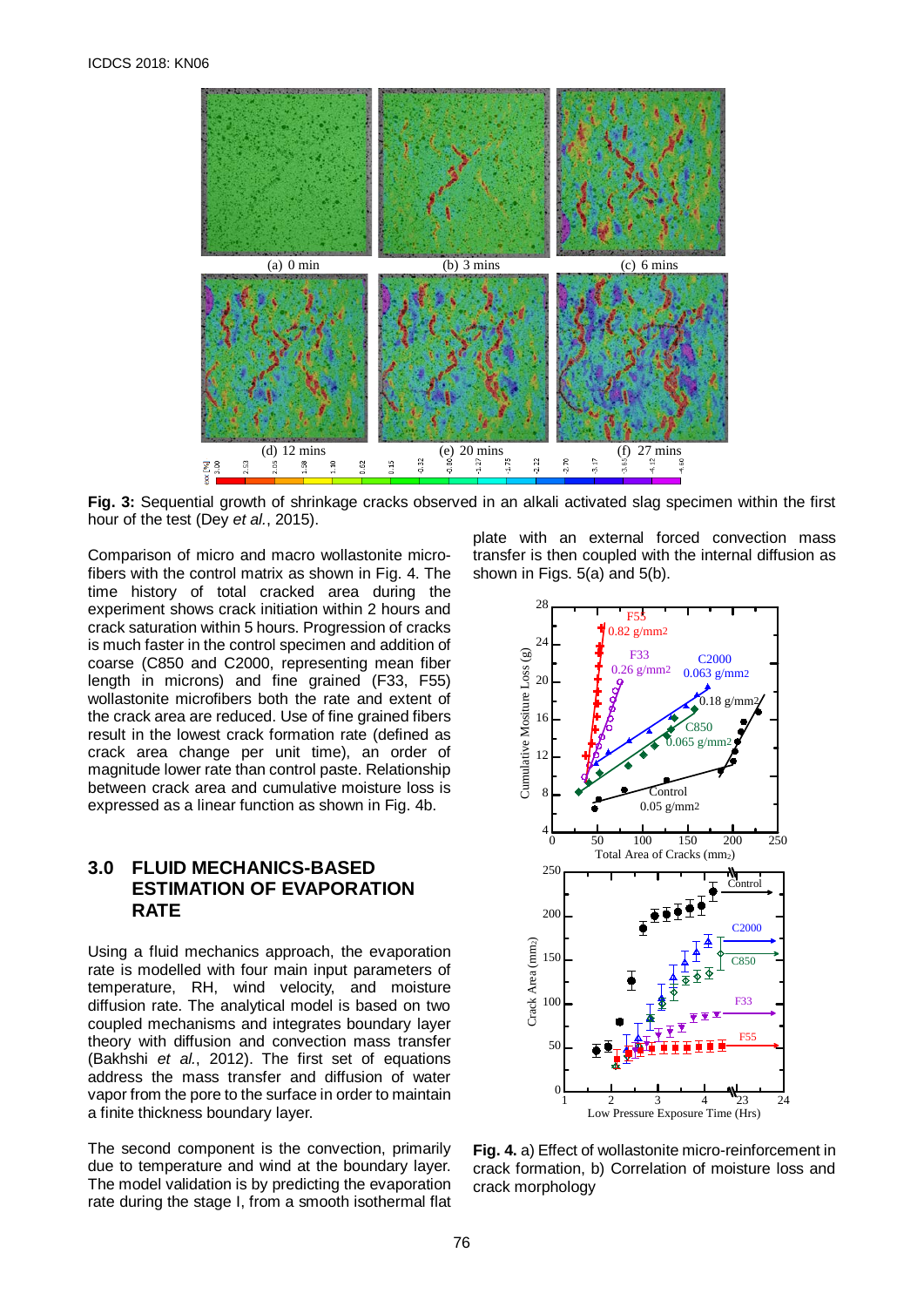Fig. 3: Sequential growth of shrinkage cracks observed in an alkali activated slag specimen within the first hour of the test (Dey *et al.*, 2015).

Comparison of micro and macro wollastonite micro-fibers with the control matrix as shown in Fig. 4. The time history of total cracked area during the experiment shows crack initiation within 2 hours and crack saturation within 5 hours. Progression of cracks is much faster in the control specimen and addition of coarse (C850 and C2000, representing mean fiber length in microns) and fine grained (F33, F55) wollastonite microfibers both the rate and extent of the crack area are reduced. Use of fine grained fibers result in the lowest crack formation rate (defined as crack area change per unit time), an order of magnitude lower rate than control paste. Relationship between crack area and cumulative moisture loss is expressed as a linear function as shown in Fig. 4b.

## 3.0 FLUID MECHANICS-BASED ESTIMATION OF EVAPORATION RATE

Using a fluid mechanics approach, the evaporation rate is modelled with four main input parameters of temperature, RH, wind velocity, and moisture diffusion rate. The analytical model is based on two coupled mechanisms and integrates boundary layer theory with diffusion and convection mass transfer (Bakhshi *et al.*, 2012). The first set of equations address the mass transfer and diffusion of water vapor from the pore to the surface in order to maintain a finite thickness boundary layer.

The second component is the convection, primarily due to temperature and wind at the boundary layer. The model validation is by predicting the evaporation rate during the stage I, from a smooth isothermal flat plate with an external forced convection mass transfer is then coupled with the internal diffusion as shown in Figs. 5(a) and 5(b).

Fig. 4. a) Effect of wollastonite micro-reinforcement in crack formation, b) Correlation of moisture loss and crack morphology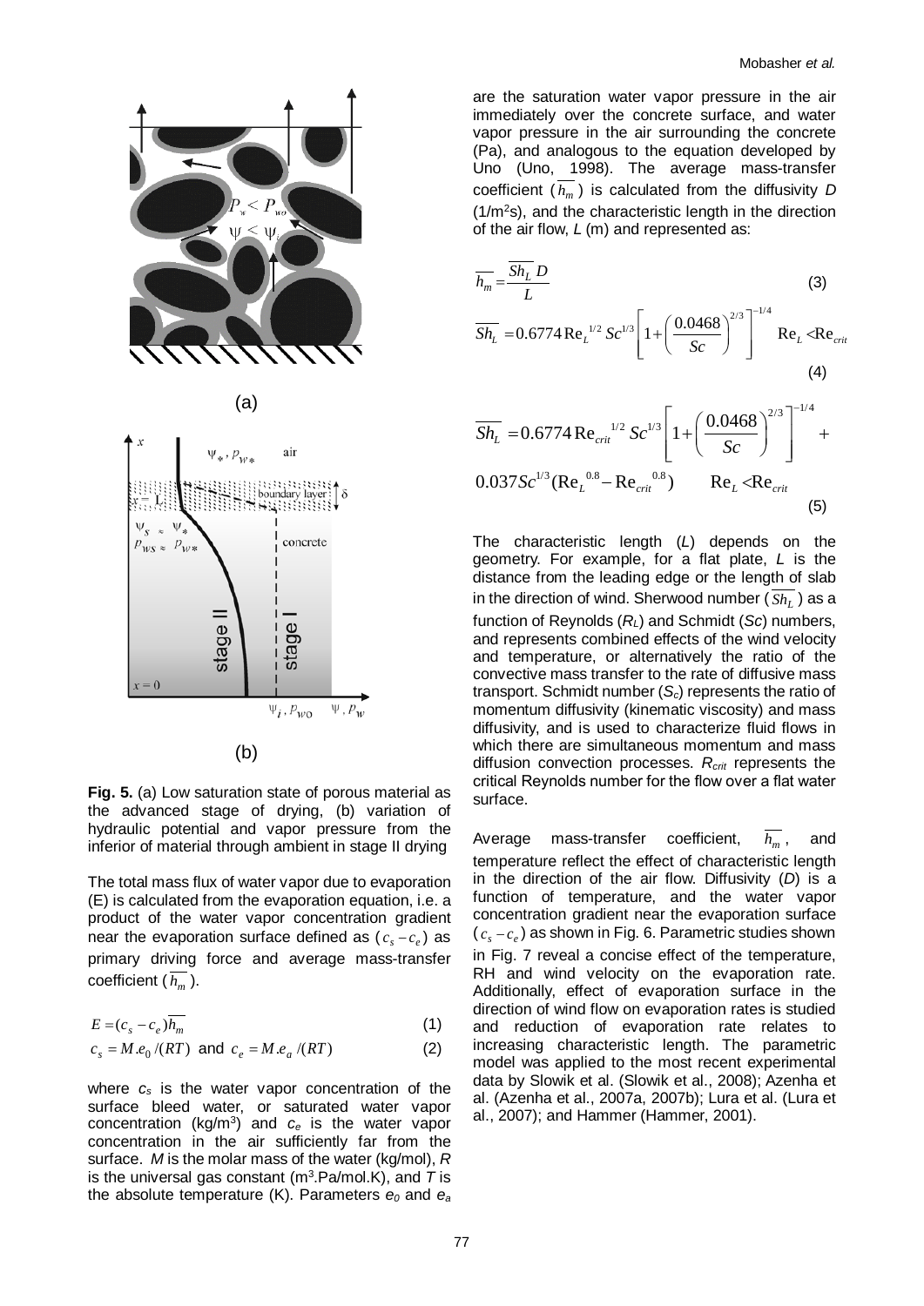**Fig. 5.** (a) Low saturation state of porous material as the advanced stage of drying, (b) variation of hydraulic potential and vapor pressure from the inferior of material through ambient in stage II drying

The total mass flux of water vapor due to evaporation (E) is calculated from the evaporation equation, i.e. a product of the water vapor concentration gradient near the evaporation surface defined as ($c_s - c_e$) as primary driving force and average mass-transfer coefficient ($\overline{h_m}$).

$$E = (c_s - c_e)\overline{h_m} \quad (1)$$

$$c_s = M.e_0/(RT) \text{ and } c_e = M.e_a/(RT) \quad (2)$$

where $c_s$ is the water vapor concentration of the surface bleed water, or saturated water vapor concentration (kg/m³) and $c_e$ is the water vapor concentration in the air sufficiently far from the surface. $M$ is the molar mass of the water (kg/mol), $R$ is the universal gas constant (m³.Pa/mol.K), and $T$ is the absolute temperature (K). Parameters $e_0$ and $e_a$ are the saturation water vapor pressure in the air immediately over the concrete surface, and water vapor pressure in the air surrounding the concrete (Pa), and analogous to the equation developed by Uno (Uno, 1998). The average mass-transfer coefficient ($\overline{h_m}$) is calculated from the diffusivity $D$ (1/m²s), and the characteristic length in the direction of the air flow, $L$ (m) and represented as:

$$\overline{h_m} = \frac{\overline{Sh_L}\, D}{L} \quad (3)$$

$$\overline{Sh_L} = 0.6774\,\mathrm{Re}_L^{1/2}\, Sc^{1/3}\left[1+\left(\frac{0.0468}{Sc}\right)^{2/3}\right]^{-1/4} \quad \mathrm{Re}_L < \mathrm{Re}_{crit} \quad (4)$$

$$\overline{Sh_L} = 0.6774\,\mathrm{Re}_{crit}^{1/2}\, Sc^{1/3}\left[1+\left(\frac{0.0468}{Sc}\right)^{2/3}\right]^{-1/4} + 0.037 Sc^{1/3}(\mathrm{Re}_L^{0.8} - \mathrm{Re}_{crit}^{0.8}) \quad \mathrm{Re}_L < \mathrm{Re}_{crit} \quad (5)$$

The characteristic length ($L$) depends on the geometry. For example, for a flat plate, $L$ is the distance from the leading edge or the length of slab in the direction of wind. Sherwood number ($\overline{Sh_L}$) as a function of Reynolds ($R_L$) and Schmidt ($Sc$) numbers, and represents combined effects of the wind velocity and temperature, or alternatively the ratio of the convective mass transfer to the rate of diffusive mass transport. Schmidt number ($S_c$) represents the ratio of momentum diffusivity (kinematic viscosity) and mass diffusivity, and is used to characterize fluid flows in which there are simultaneous momentum and mass diffusion convection processes. $R_{crit}$ represents the critical Reynolds number for the flow over a flat water surface.

Average mass-transfer coefficient, $\overline{h_m}$, and temperature reflect the effect of characteristic length in the direction of the air flow. Diffusivity ($D$) is a function of temperature, and the water vapor concentration gradient near the evaporation surface ($c_s - c_e$) as shown in Fig. 6. Parametric studies shown in Fig. 7 reveal a concise effect of the temperature, RH and wind velocity on the evaporation rate. Additionally, effect of evaporation surface in the direction of wind flow on evaporation rates is studied and reduction of evaporation rate relates to increasing characteristic length. The parametric model was applied to the most recent experimental data by Slowik et al. (Slowik et al., 2008); Azenha et al. (Azenha et al., 2007a, 2007b); Lura et al. (Lura et al., 2007); and Hammer (Hammer, 2001).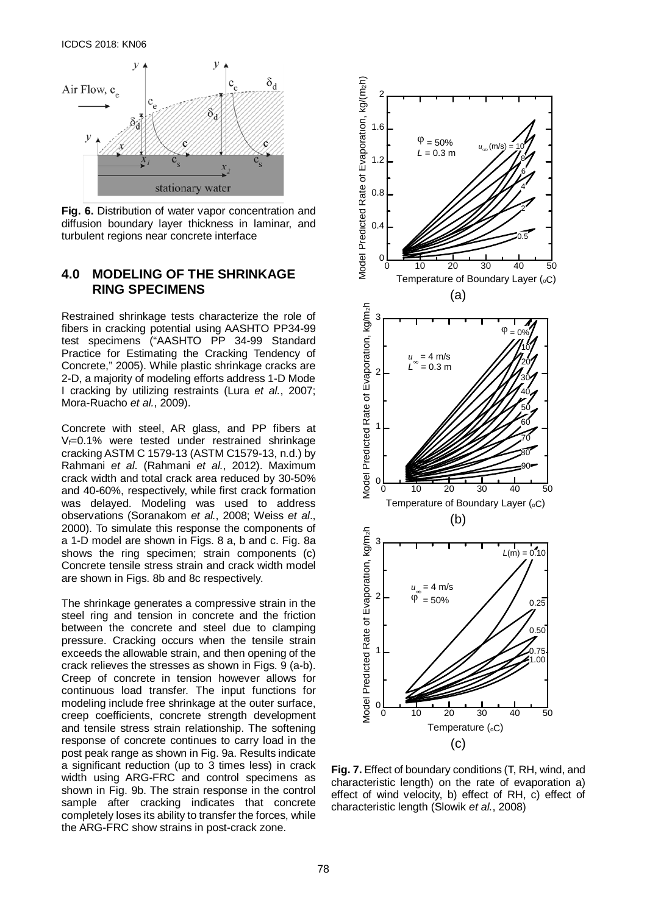**Fig. 6.** Distribution of water vapor concentration and diffusion boundary layer thickness in laminar, and turbulent regions near concrete interface

## 4.0 MODELING OF THE SHRINKAGE RING SPECIMENS

Restrained shrinkage tests characterize the role of fibers in cracking potential using AASHTO PP34-99 test specimens ("AASHTO PP 34-99 Standard Practice for Estimating the Cracking Tendency of Concrete," 2005). While plastic shrinkage cracks are 2-D, a majority of modeling efforts address 1-D Mode I cracking by utilizing restraints (Lura *et al.*, 2007; Mora-Ruacho *et al.*, 2009).

Concrete with steel, AR glass, and PP fibers at $V_f$=0.1% were tested under restrained shrinkage cracking ASTM C 1579-13 (ASTM C1579-13, n.d.) by Rahmani *et al*. (Rahmani *et al.*, 2012). Maximum crack width and total crack area reduced by 30-50% and 40-60%, respectively, while first crack formation was delayed. Modeling was used to address observations (Soranakom *et al.*, 2008; Weiss *et al*., 2000). To simulate this response the components of a 1-D model are shown in Figs. 8 a, b and c. Fig. 8a shows the ring specimen; strain components (c) Concrete tensile stress strain and crack width model are shown in Figs. 8b and 8c respectively.

The shrinkage generates a compressive strain in the steel ring and tension in concrete and the friction between the concrete and steel due to clamping pressure. Cracking occurs when the tensile strain exceeds the allowable strain, and then opening of the crack relieves the stresses as shown in Figs. 9 (a-b). Creep of concrete in tension however allows for continuous load transfer. The input functions for modeling include free shrinkage at the outer surface, creep coefficients, concrete strength development and tensile stress strain relationship. The softening response of concrete continues to carry load in the post peak range as shown in Fig. 9a. Results indicate a significant reduction (up to 3 times less) in crack width using ARG-FRC and control specimens as shown in Fig. 9b. The strain response in the control sample after cracking indicates that concrete completely loses its ability to transfer the forces, while the ARG-FRC show strains in post-crack zone.

**Fig. 7.** Effect of boundary conditions (T, RH, wind, and characteristic length) on the rate of evaporation a) effect of wind velocity, b) effect of RH, c) effect of characteristic length (Slowik *et al.*, 2008)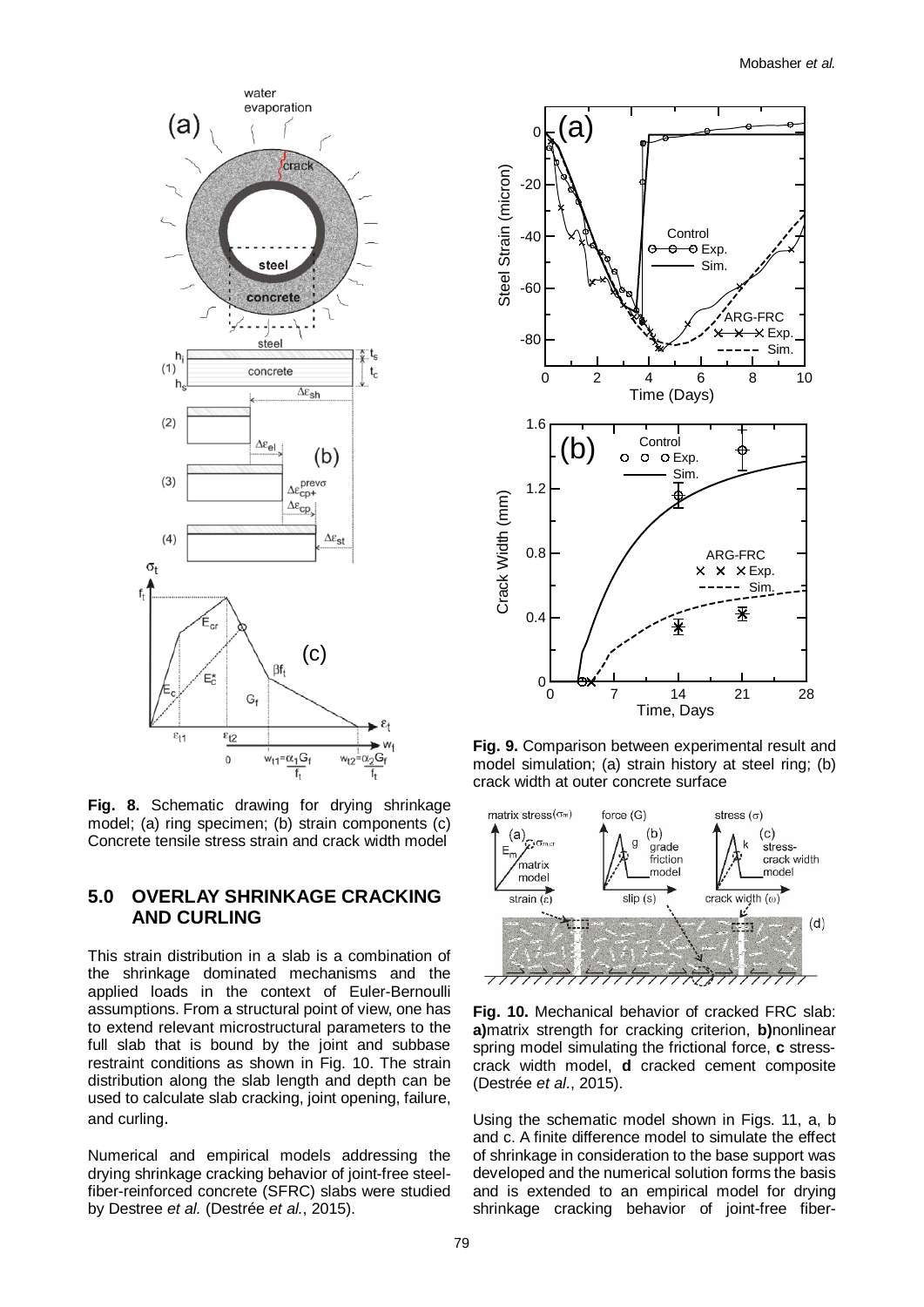**Fig. 8.** Schematic drawing for drying shrinkage model; (a) ring specimen; (b) strain components (c) Concrete tensile stress strain and crack width model

**Fig. 9.** Comparison between experimental result and model simulation; (a) strain history at steel ring; (b) crack width at outer concrete surface

## 5.0 OVERLAY SHRINKAGE CRACKING AND CURLING

This strain distribution in a slab is a combination of the shrinkage dominated mechanisms and the applied loads in the context of Euler-Bernoulli assumptions. From a structural point of view, one has to extend relevant microstructural parameters to the full slab that is bound by the joint and subbase restraint conditions as shown in Fig. 10. The strain distribution along the slab length and depth can be used to calculate slab cracking, joint opening, failure, and curling.

Numerical and empirical models addressing the drying shrinkage cracking behavior of joint-free steel-fiber-reinforced concrete (SFRC) slabs were studied by Destree *et al.* (Destrée *et al.*, 2015).

**Fig. 10.** Mechanical behavior of cracked FRC slab: **a)**matrix strength for cracking criterion, **b)**nonlinear spring model simulating the frictional force, **c** stress-crack width model, **d** cracked cement composite (Destrée *et al.*, 2015).

Using the schematic model shown in Figs. 11, a, b and c. A finite difference model to simulate the effect of shrinkage in consideration to the base support was developed and the numerical solution forms the basis and is extended to an empirical model for drying shrinkage cracking behavior of joint-free fiber-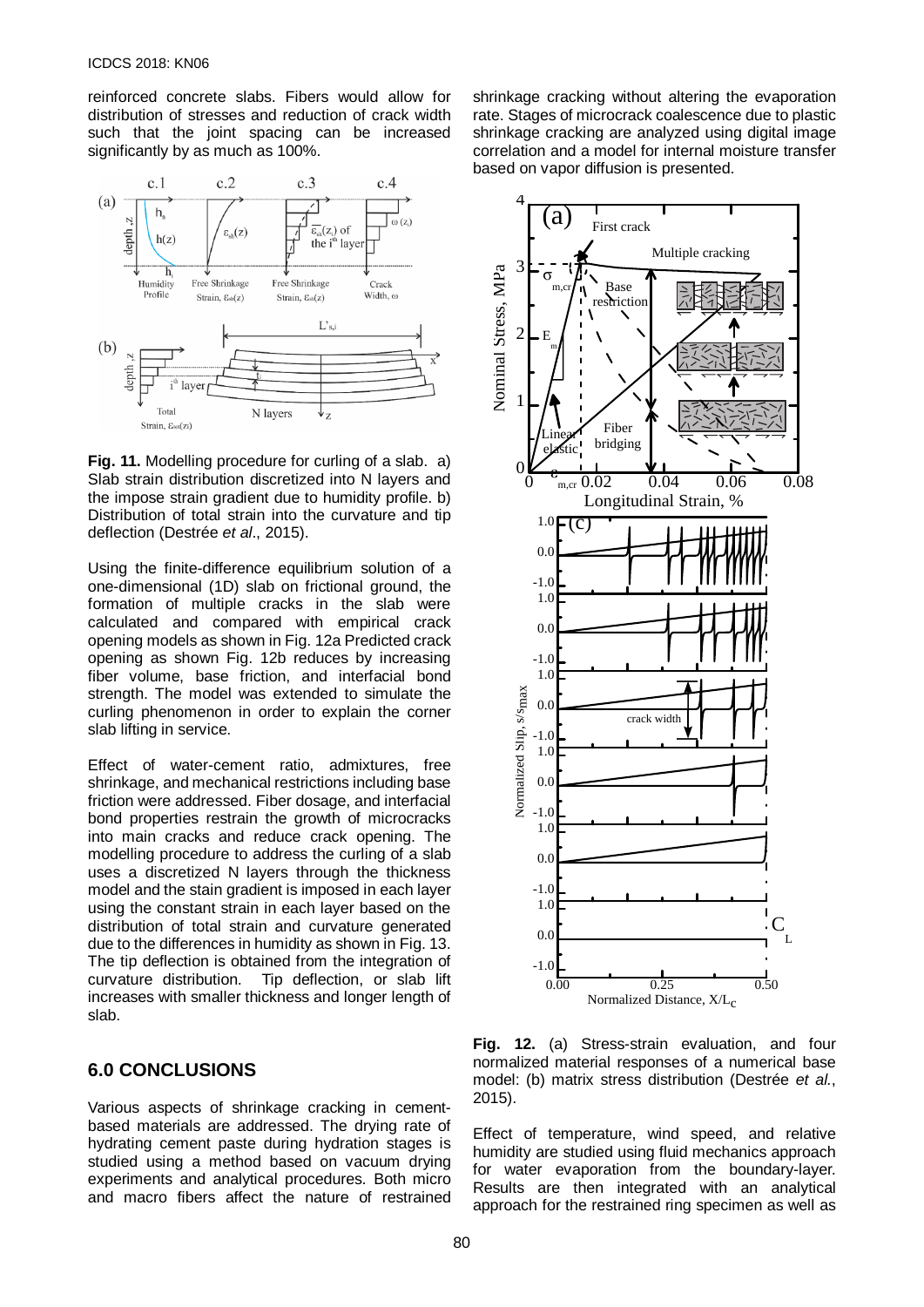reinforced concrete slabs. Fibers would allow for distribution of stresses and reduction of crack width such that the joint spacing can be increased significantly by as much as 100%.

**Fig. 11.** Modelling procedure for curling of a slab. a) Slab strain distribution discretized into N layers and the impose strain gradient due to humidity profile. b) Distribution of total strain into the curvature and tip deflection (Destrée *et al*., 2015).

Using the finite-difference equilibrium solution of a one-dimensional (1D) slab on frictional ground, the formation of multiple cracks in the slab were calculated and compared with empirical crack opening models as shown in Fig. 12a Predicted crack opening as shown Fig. 12b reduces by increasing fiber volume, base friction, and interfacial bond strength. The model was extended to simulate the curling phenomenon in order to explain the corner slab lifting in service.

Effect of water-cement ratio, admixtures, free shrinkage, and mechanical restrictions including base friction were addressed. Fiber dosage, and interfacial bond properties restrain the growth of microcracks into main cracks and reduce crack opening. The modelling procedure to address the curling of a slab uses a discretized N layers through the thickness model and the stain gradient is imposed in each layer using the constant strain in each layer based on the distribution of total strain and curvature generated due to the differences in humidity as shown in Fig. 13. The tip deflection is obtained from the integration of curvature distribution. Tip deflection, or slab lift increases with smaller thickness and longer length of slab.

## 6.0 CONCLUSIONS

Various aspects of shrinkage cracking in cement-based materials are addressed. The drying rate of hydrating cement paste during hydration stages is studied using a method based on vacuum drying experiments and analytical procedures. Both micro and macro fibers affect the nature of restrained shrinkage cracking without altering the evaporation rate. Stages of microcrack coalescence due to plastic shrinkage cracking are analyzed using digital image correlation and a model for internal moisture transfer based on vapor diffusion is presented.

**Fig. 12.** (a) Stress-strain evaluation, and four normalized material responses of a numerical base model: (b) matrix stress distribution (Destrée *et al*., 2015).

Effect of temperature, wind speed, and relative humidity are studied using fluid mechanics approach for water evaporation from the boundary-layer. Results are then integrated with an analytical approach for the restrained ring specimen as well as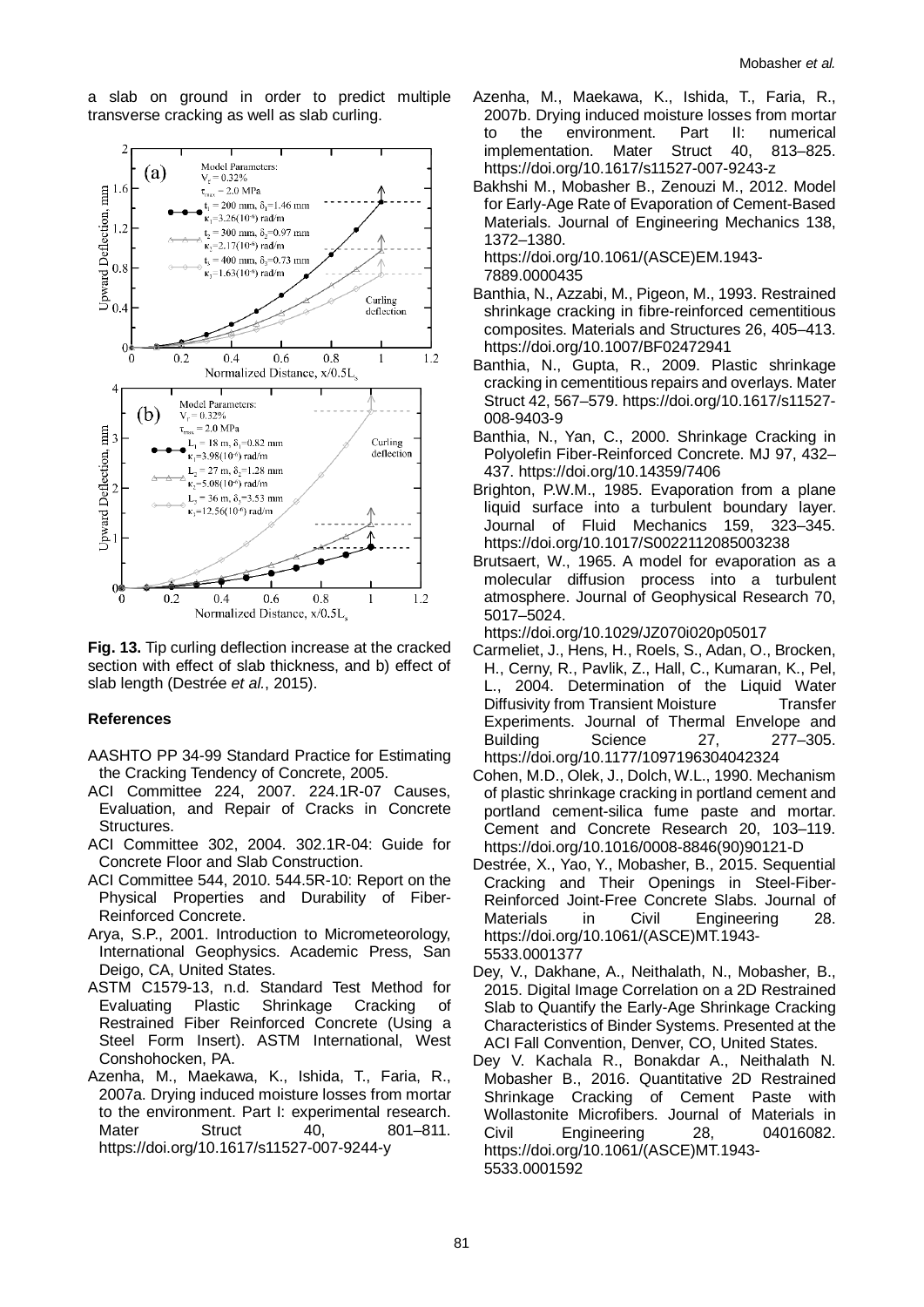a slab on ground in order to predict multiple transverse cracking as well as slab curling.

**Fig. 13.** Tip curling deflection increase at the cracked section with effect of slab thickness, and b) effect of slab length (Destrée *et al.*, 2015).

## References

AASHTO PP 34-99 Standard Practice for Estimating the Cracking Tendency of Concrete, 2005.

ACI Committee 224, 2007. 224.1R-07 Causes, Evaluation, and Repair of Cracks in Concrete Structures.

ACI Committee 302, 2004. 302.1R-04: Guide for Concrete Floor and Slab Construction.

ACI Committee 544, 2010. 544.5R-10: Report on the Physical Properties and Durability of Fiber-Reinforced Concrete.

Arya, S.P., 2001. Introduction to Micrometeorology, International Geophysics. Academic Press, San Deigo, CA, United States.

ASTM C1579-13, n.d. Standard Test Method for Evaluating Plastic Shrinkage Cracking of Restrained Fiber Reinforced Concrete (Using a Steel Form Insert). ASTM International, West Conshohocken, PA.

Azenha, M., Maekawa, K., Ishida, T., Faria, R., 2007a. Drying induced moisture losses from mortar to the environment. Part I: experimental research. Mater Struct 40, 801–811. https://doi.org/10.1617/s11527-007-9244-y

Azenha, M., Maekawa, K., Ishida, T., Faria, R., 2007b. Drying induced moisture losses from mortar to the environment. Part II: numerical implementation. Mater Struct 40, 813–825. https://doi.org/10.1617/s11527-007-9243-z

Bakhshi M., Mobasher B., Zenouzi M., 2012. Model for Early-Age Rate of Evaporation of Cement-Based Materials. Journal of Engineering Mechanics 138, 1372–1380. https://doi.org/10.1061/(ASCE)EM.1943-7889.0000435

Banthia, N., Azzabi, M., Pigeon, M., 1993. Restrained shrinkage cracking in fibre-reinforced cementitious composites. Materials and Structures 26, 405–413. https://doi.org/10.1007/BF02472941

Banthia, N., Gupta, R., 2009. Plastic shrinkage cracking in cementitious repairs and overlays. Mater Struct 42, 567–579. https://doi.org/10.1617/s11527-008-9403-9

Banthia, N., Yan, C., 2000. Shrinkage Cracking in Polyolefin Fiber-Reinforced Concrete. MJ 97, 432–437. https://doi.org/10.14359/7406

Brighton, P.W.M., 1985. Evaporation from a plane liquid surface into a turbulent boundary layer. Journal of Fluid Mechanics 159, 323–345. https://doi.org/10.1017/S0022112085003238

Brutsaert, W., 1965. A model for evaporation as a molecular diffusion process into a turbulent atmosphere. Journal of Geophysical Research 70, 5017–5024. https://doi.org/10.1029/JZ070i020p05017

Carmeliet, J., Hens, H., Roels, S., Adan, O., Brocken, H., Cerny, R., Pavlik, Z., Hall, C., Kumaran, K., Pel, L., 2004. Determination of the Liquid Water Diffusivity from Transient Moisture Transfer Experiments. Journal of Thermal Envelope and Building Science 27, 277–305. https://doi.org/10.1177/1097196304042324

Cohen, M.D., Olek, J., Dolch, W.L., 1990. Mechanism of plastic shrinkage cracking in portland cement and portland cement-silica fume paste and mortar. Cement and Concrete Research 20, 103–119. https://doi.org/10.1016/0008-8846(90)90121-D

Destrée, X., Yao, Y., Mobasher, B., 2015. Sequential Cracking and Their Openings in Steel-Fiber-Reinforced Joint-Free Concrete Slabs. Journal of Materials in Civil Engineering 28. https://doi.org/10.1061/(ASCE)MT.1943-5533.0001377

Dey, V., Dakhane, A., Neithalath, N., Mobasher, B., 2015. Digital Image Correlation on a 2D Restrained Slab to Quantify the Early-Age Shrinkage Cracking Characteristics of Binder Systems. Presented at the ACI Fall Convention, Denver, CO, United States.

Dey V. Kachala R., Bonakdar A., Neithalath N. Mobasher B., 2016. Quantitative 2D Restrained Shrinkage Cracking of Cement Paste with Wollastonite Microfibers. Journal of Materials in Civil Engineering 28, 04016082. https://doi.org/10.1061/(ASCE)MT.1943-5533.0001592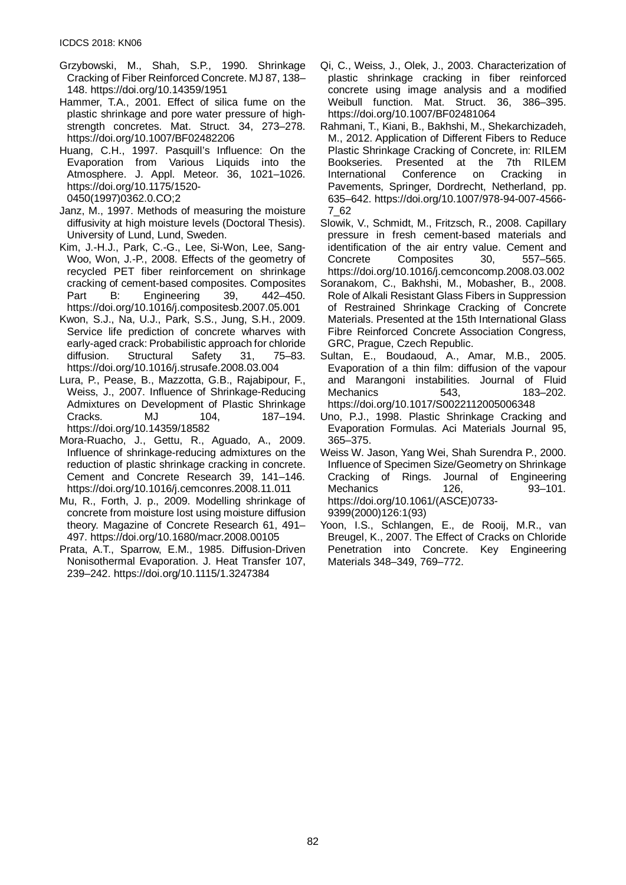Grzybowski, M., Shah, S.P., 1990. Shrinkage Cracking of Fiber Reinforced Concrete. MJ 87, 138–148. https://doi.org/10.14359/1951

Hammer, T.A., 2001. Effect of silica fume on the plastic shrinkage and pore water pressure of high-strength concretes. Mat. Struct. 34, 273–278. https://doi.org/10.1007/BF02482206

Huang, C.H., 1997. Pasquill's Influence: On the Evaporation from Various Liquids into the Atmosphere. J. Appl. Meteor. 36, 1021–1026. https://doi.org/10.1175/1520-0450(1997)0362.0.CO;2

Janz, M., 1997. Methods of measuring the moisture diffusivity at high moisture levels (Doctoral Thesis). University of Lund, Lund, Sweden.

Kim, J.-H.J., Park, C.-G., Lee, Si-Won, Lee, Sang-Woo, Won, J.-P., 2008. Effects of the geometry of recycled PET fiber reinforcement on shrinkage cracking of cement-based composites. Composites Part B: Engineering 39, 442–450. https://doi.org/10.1016/j.compositesb.2007.05.001

Kwon, S.J., Na, U.J., Park, S.S., Jung, S.H., 2009. Service life prediction of concrete wharves with early-aged crack: Probabilistic approach for chloride diffusion. Structural Safety 31, 75–83. https://doi.org/10.1016/j.strusafe.2008.03.004

Lura, P., Pease, B., Mazzotta, G.B., Rajabipour, F., Weiss, J., 2007. Influence of Shrinkage-Reducing Admixtures on Development of Plastic Shrinkage Cracks. MJ 104, 187–194. https://doi.org/10.14359/18582

Mora-Ruacho, J., Gettu, R., Aguado, A., 2009. Influence of shrinkage-reducing admixtures on the reduction of plastic shrinkage cracking in concrete. Cement and Concrete Research 39, 141–146. https://doi.org/10.1016/j.cemconres.2008.11.011

Mu, R., Forth, J. p., 2009. Modelling shrinkage of concrete from moisture lost using moisture diffusion theory. Magazine of Concrete Research 61, 491–497. https://doi.org/10.1680/macr.2008.00105

Prata, A.T., Sparrow, E.M., 1985. Diffusion-Driven Nonisothermal Evaporation. J. Heat Transfer 107, 239–242. https://doi.org/10.1115/1.3247384

Qi, C., Weiss, J., Olek, J., 2003. Characterization of plastic shrinkage cracking in fiber reinforced concrete using image analysis and a modified Weibull function. Mat. Struct. 36, 386–395. https://doi.org/10.1007/BF02481064

Rahmani, T., Kiani, B., Bakhshi, M., Shekarchizadeh, M., 2012. Application of Different Fibers to Reduce Plastic Shrinkage Cracking of Concrete, in: RILEM Bookseries. Presented at the 7th RILEM International Conference on Cracking in Pavements, Springer, Dordrecht, Netherland, pp. 635–642. https://doi.org/10.1007/978-94-007-4566-7_62

Slowik, V., Schmidt, M., Fritzsch, R., 2008. Capillary pressure in fresh cement-based materials and identification of the air entry value. Cement and Concrete Composites 30, 557–565. https://doi.org/10.1016/j.cemconcomp.2008.03.002

Soranakom, C., Bakhshi, M., Mobasher, B., 2008. Role of Alkali Resistant Glass Fibers in Suppression of Restrained Shrinkage Cracking of Concrete Materials. Presented at the 15th International Glass Fibre Reinforced Concrete Association Congress, GRC, Prague, Czech Republic.

Sultan, E., Boudaoud, A., Amar, M.B., 2005. Evaporation of a thin film: diffusion of the vapour and Marangoni instabilities. Journal of Fluid Mechanics 543, 183–202. https://doi.org/10.1017/S0022112005006348

Uno, P.J., 1998. Plastic Shrinkage Cracking and Evaporation Formulas. Aci Materials Journal 95, 365–375.

Weiss W. Jason, Yang Wei, Shah Surendra P., 2000. Influence of Specimen Size/Geometry on Shrinkage Cracking of Rings. Journal of Engineering Mechanics 126, 93–101. https://doi.org/10.1061/(ASCE)0733-9399(2000)126:1(93)

Yoon, I.S., Schlangen, E., de Rooij, M.R., van Breugel, K., 2007. The Effect of Cracks on Chloride Penetration into Concrete. Key Engineering Materials 348–349, 769–772.